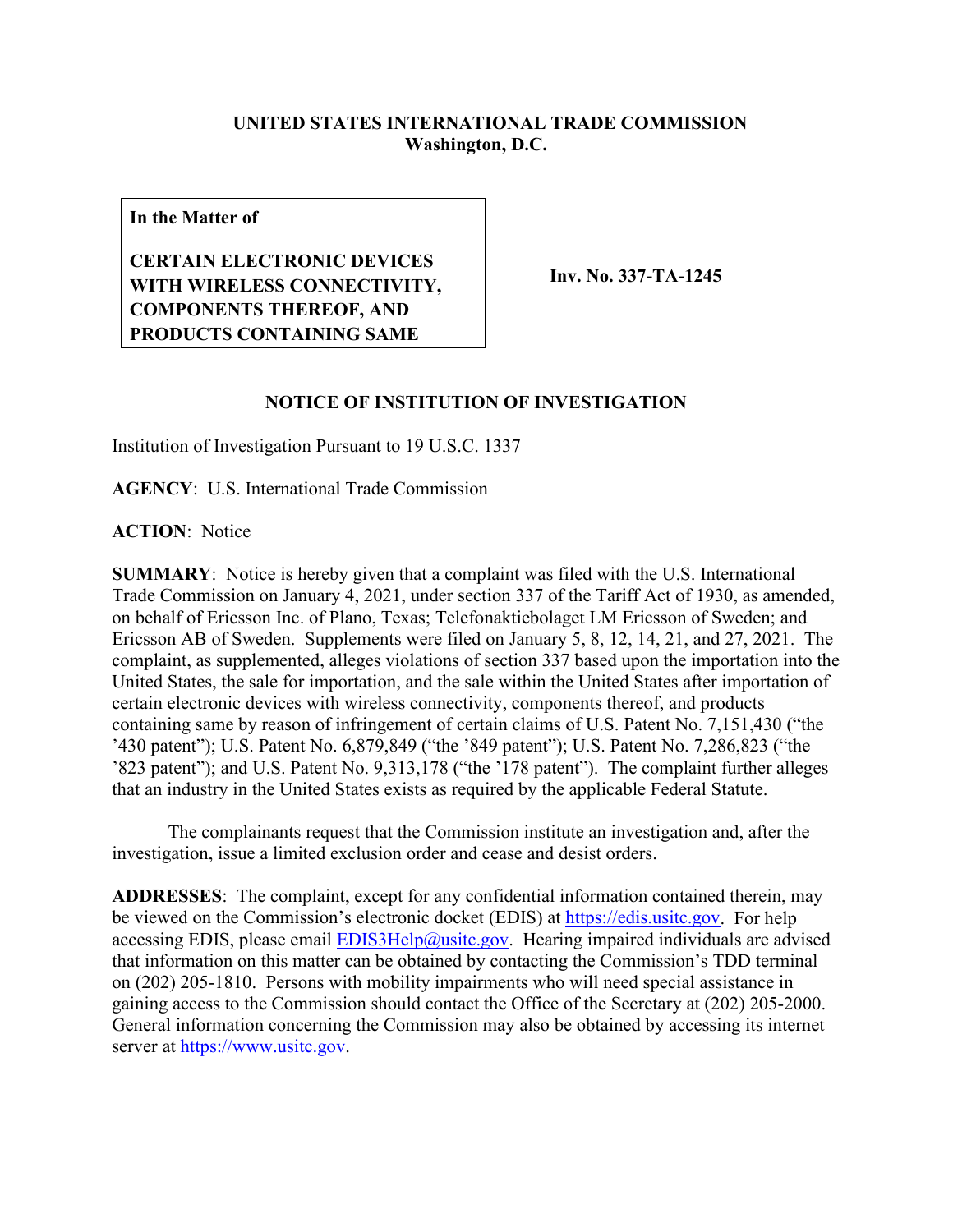**UNITED STATES INTERNATIONAL TRADE COMMISSION**
**Washington, D.C.**

| **In the Matter of**<br><br>**CERTAIN ELECTRONIC DEVICES WITH WIRELESS CONNECTIVITY, COMPONENTS THEREOF, AND PRODUCTS CONTAINING SAME** | **Inv. No. 337-TA-1245** |
|---|---|

**NOTICE OF INSTITUTION OF INVESTIGATION**

Institution of Investigation Pursuant to 19 U.S.C. 1337

**AGENCY**: U.S. International Trade Commission

**ACTION**: Notice

**SUMMARY**: Notice is hereby given that a complaint was filed with the U.S. International Trade Commission on January 4, 2021, under section 337 of the Tariff Act of 1930, as amended, on behalf of Ericsson Inc. of Plano, Texas; Telefonaktiebolaget LM Ericsson of Sweden; and Ericsson AB of Sweden. Supplements were filed on January 5, 8, 12, 14, 21, and 27, 2021. The complaint, as supplemented, alleges violations of section 337 based upon the importation into the United States, the sale for importation, and the sale within the United States after importation of certain electronic devices with wireless connectivity, components thereof, and products containing same by reason of infringement of certain claims of U.S. Patent No. 7,151,430 ("the '430 patent"); U.S. Patent No. 6,879,849 ("the '849 patent"); U.S. Patent No. 7,286,823 ("the '823 patent"); and U.S. Patent No. 9,313,178 ("the '178 patent"). The complaint further alleges that an industry in the United States exists as required by the applicable Federal Statute.

The complainants request that the Commission institute an investigation and, after the investigation, issue a limited exclusion order and cease and desist orders.

**ADDRESSES**: The complaint, except for any confidential information contained therein, may be viewed on the Commission's electronic docket (EDIS) at https://edis.usitc.gov. For help accessing EDIS, please email EDIS3Help@usitc.gov. Hearing impaired individuals are advised that information on this matter can be obtained by contacting the Commission's TDD terminal on (202) 205-1810. Persons with mobility impairments who will need special assistance in gaining access to the Commission should contact the Office of the Secretary at (202) 205-2000. General information concerning the Commission may also be obtained by accessing its internet server at https://www.usitc.gov.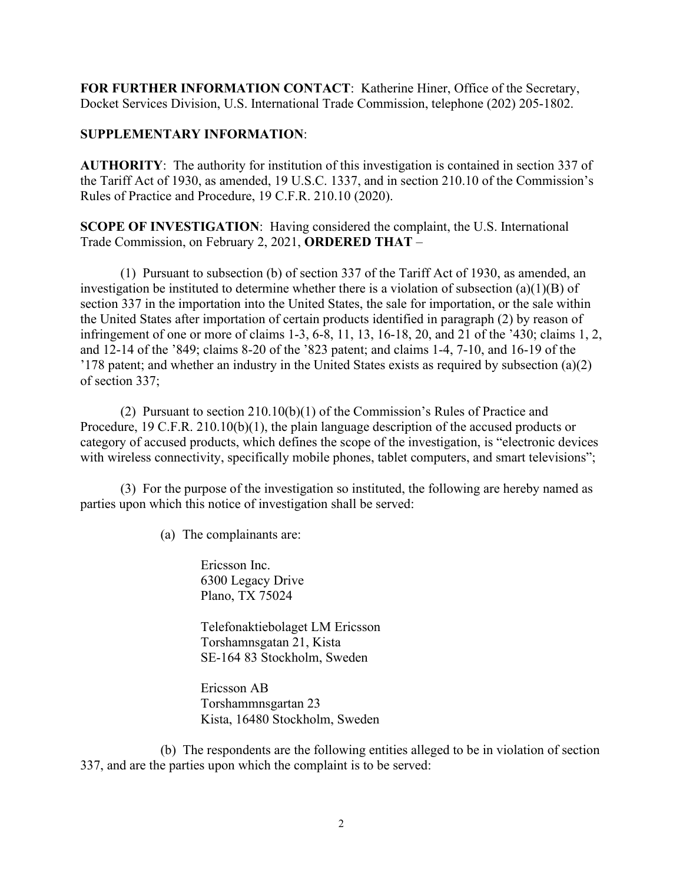**FOR FURTHER INFORMATION CONTACT**: Katherine Hiner, Office of the Secretary, Docket Services Division, U.S. International Trade Commission, telephone (202) 205-1802.

**SUPPLEMENTARY INFORMATION**:

**AUTHORITY**: The authority for institution of this investigation is contained in section 337 of the Tariff Act of 1930, as amended, 19 U.S.C. 1337, and in section 210.10 of the Commission's Rules of Practice and Procedure, 19 C.F.R. 210.10 (2020).

**SCOPE OF INVESTIGATION**: Having considered the complaint, the U.S. International Trade Commission, on February 2, 2021, **ORDERED THAT** –

(1) Pursuant to subsection (b) of section 337 of the Tariff Act of 1930, as amended, an investigation be instituted to determine whether there is a violation of subsection (a)(1)(B) of section 337 in the importation into the United States, the sale for importation, or the sale within the United States after importation of certain products identified in paragraph (2) by reason of infringement of one or more of claims 1-3, 6-8, 11, 13, 16-18, 20, and 21 of the '430; claims 1, 2, and 12-14 of the '849; claims 8-20 of the '823 patent; and claims 1-4, 7-10, and 16-19 of the '178 patent; and whether an industry in the United States exists as required by subsection (a)(2) of section 337;

(2) Pursuant to section 210.10(b)(1) of the Commission's Rules of Practice and Procedure, 19 C.F.R. 210.10(b)(1), the plain language description of the accused products or category of accused products, which defines the scope of the investigation, is "electronic devices with wireless connectivity, specifically mobile phones, tablet computers, and smart televisions";

(3) For the purpose of the investigation so instituted, the following are hereby named as parties upon which this notice of investigation shall be served:

(a) The complainants are:

Ericsson Inc.
6300 Legacy Drive
Plano, TX 75024

Telefonaktiebolaget LM Ericsson
Torshamnsgatan 21, Kista
SE-164 83 Stockholm, Sweden

Ericsson AB
Torshammnsgartan 23
Kista, 16480 Stockholm, Sweden

(b) The respondents are the following entities alleged to be in violation of section 337, and are the parties upon which the complaint is to be served: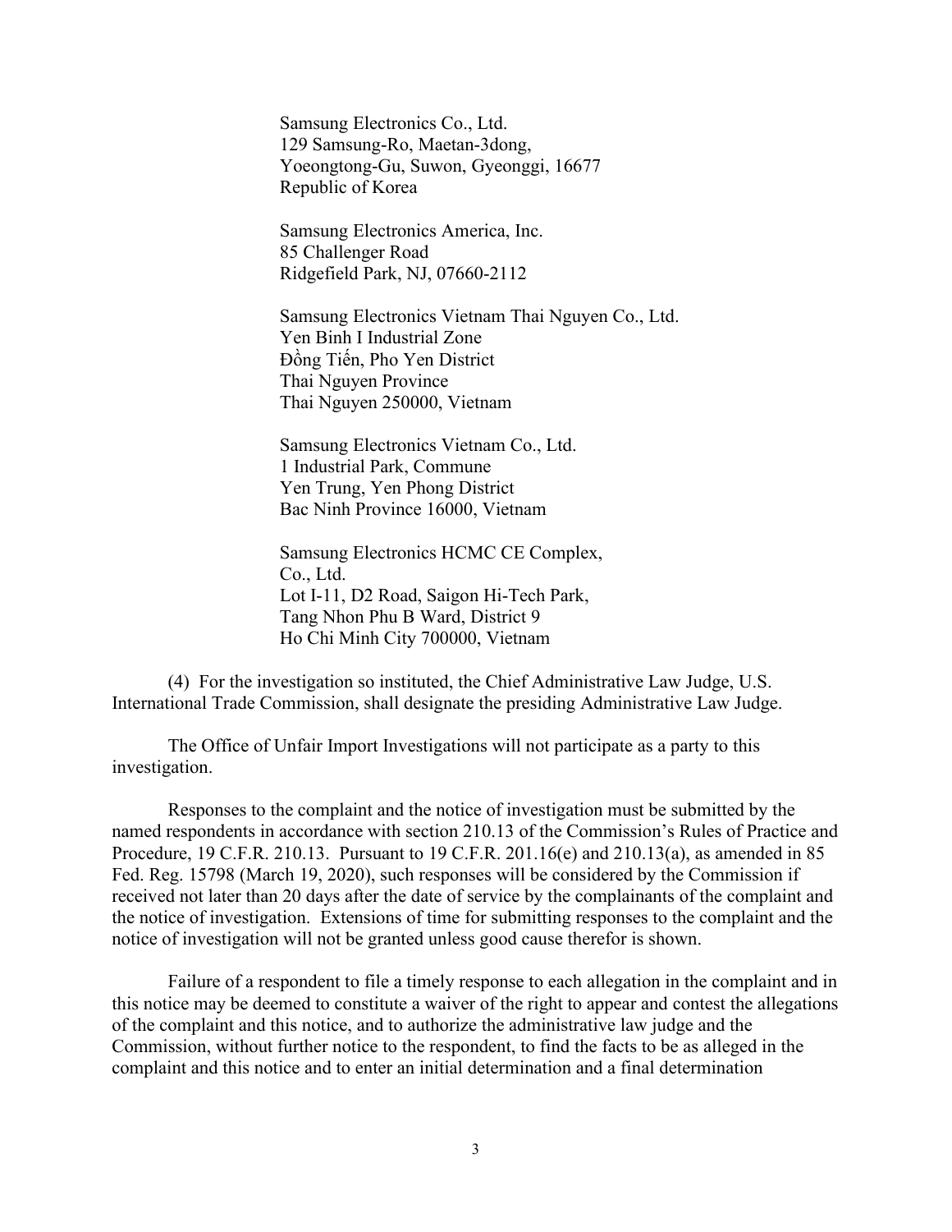Samsung Electronics Co., Ltd.
129 Samsung-Ro, Maetan-3dong,
Yoeongtong-Gu, Suwon, Gyeonggi, 16677
Republic of Korea

Samsung Electronics America, Inc.
85 Challenger Road
Ridgefield Park, NJ, 07660-2112

Samsung Electronics Vietnam Thai Nguyen Co., Ltd.
Yen Binh I Industrial Zone
Đồng Tiến, Pho Yen District
Thai Nguyen Province
Thai Nguyen 250000, Vietnam

Samsung Electronics Vietnam Co., Ltd.
1 Industrial Park, Commune
Yen Trung, Yen Phong District
Bac Ninh Province 16000, Vietnam

Samsung Electronics HCMC CE Complex,
Co., Ltd.
Lot I-11, D2 Road, Saigon Hi-Tech Park,
Tang Nhon Phu B Ward, District 9
Ho Chi Minh City 700000, Vietnam

(4) For the investigation so instituted, the Chief Administrative Law Judge, U.S. International Trade Commission, shall designate the presiding Administrative Law Judge.

The Office of Unfair Import Investigations will not participate as a party to this investigation.

Responses to the complaint and the notice of investigation must be submitted by the named respondents in accordance with section 210.13 of the Commission's Rules of Practice and Procedure, 19 C.F.R. 210.13. Pursuant to 19 C.F.R. 201.16(e) and 210.13(a), as amended in 85 Fed. Reg. 15798 (March 19, 2020), such responses will be considered by the Commission if received not later than 20 days after the date of service by the complainants of the complaint and the notice of investigation. Extensions of time for submitting responses to the complaint and the notice of investigation will not be granted unless good cause therefor is shown.

Failure of a respondent to file a timely response to each allegation in the complaint and in this notice may be deemed to constitute a waiver of the right to appear and contest the allegations of the complaint and this notice, and to authorize the administrative law judge and the Commission, without further notice to the respondent, to find the facts to be as alleged in the complaint and this notice and to enter an initial determination and a final determination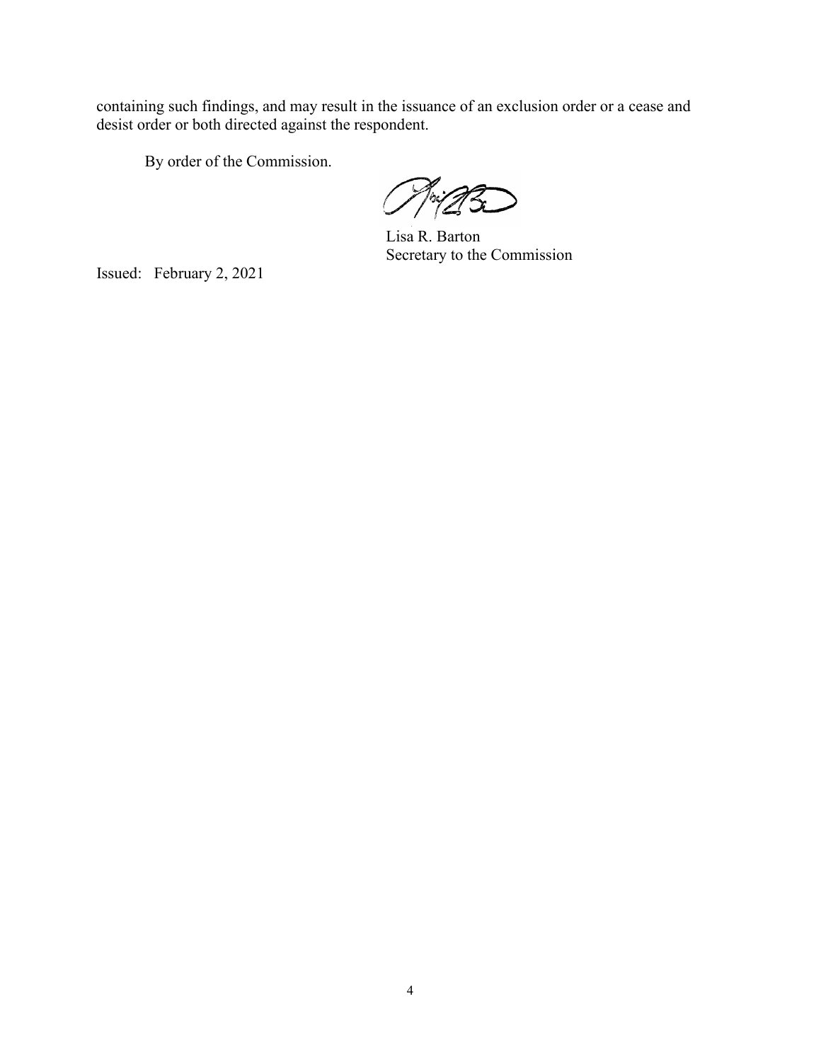containing such findings, and may result in the issuance of an exclusion order or a cease and desist order or both directed against the respondent.

By order of the Commission.

Lisa R. Barton
Secretary to the Commission

Issued: February 2, 2021